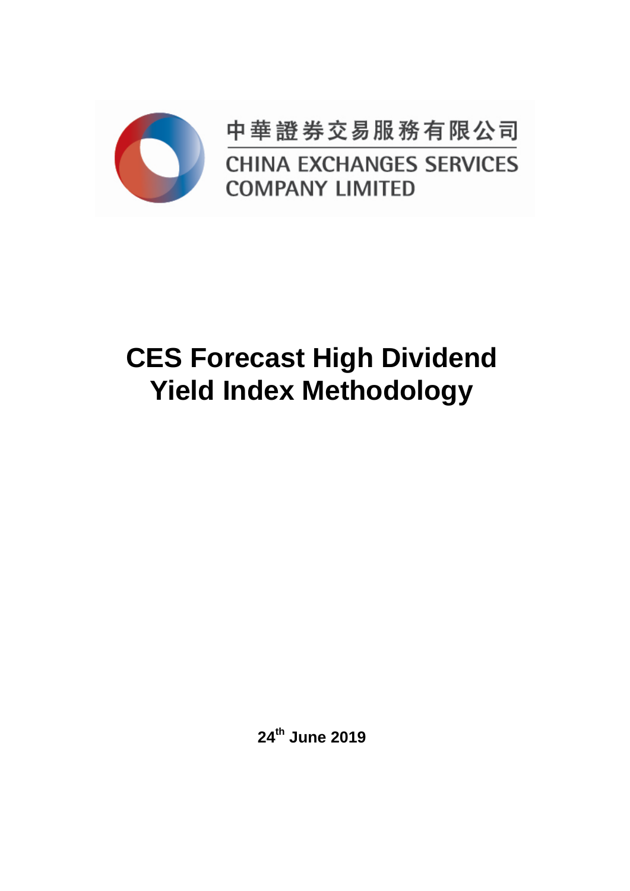中華證券交易服務有限公司

CHINA EXCHANGES SERVICES COMPANY LIMITED

# CES Forecast High Dividend Yield Index Methodology

**24th June 2019**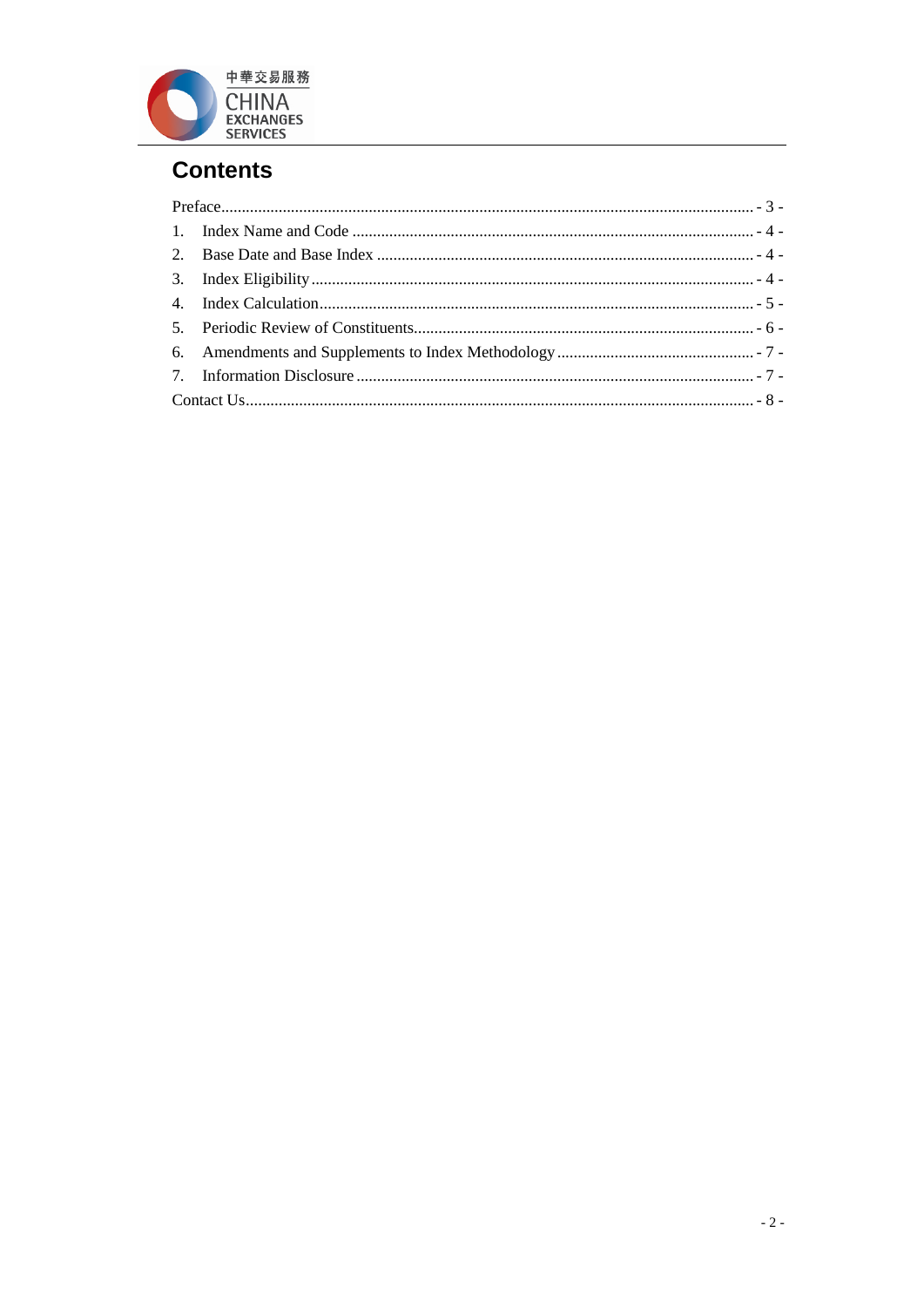## Contents

Preface............................................................ - 3 -

1. Index Name and Code ............................................ - 4 -
2. Base Date and Base Index ........................................ - 4 -
3. Index Eligibility ............................................... - 4 -
4. Index Calculation ............................................... - 5 -
5. Periodic Review of Constituents ................................. - 6 -
6. Amendments and Supplements to Index Methodology ................. - 7 -
7. Information Disclosure .......................................... - 7 -

Contact Us......................................................... - 8 -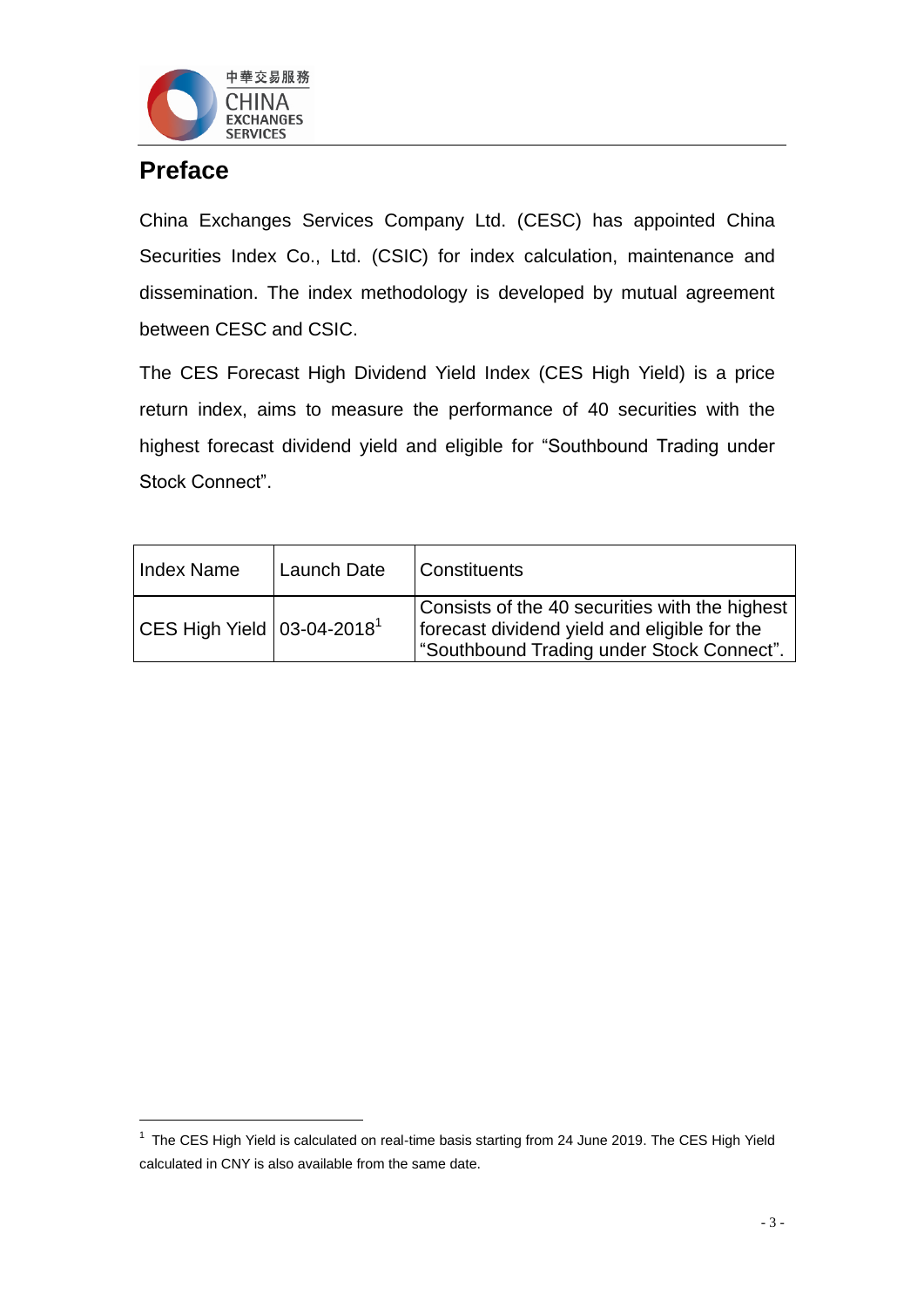# Preface

China Exchanges Services Company Ltd. (CESC) has appointed China Securities Index Co., Ltd. (CSIC) for index calculation, maintenance and dissemination. The index methodology is developed by mutual agreement between CESC and CSIC.

The CES Forecast High Dividend Yield Index (CES High Yield) is a price return index, aims to measure the performance of 40 securities with the highest forecast dividend yield and eligible for "Southbound Trading under Stock Connect".

| Index Name | Launch Date | Constituents |
| --- | --- | --- |
| CES High Yield | 03-04-2018[1] | Consists of the 40 securities with the highest forecast dividend yield and eligible for the "Southbound Trading under Stock Connect". |

[1] The CES High Yield is calculated on real-time basis starting from 24 June 2019. The CES High Yield calculated in CNY is also available from the same date.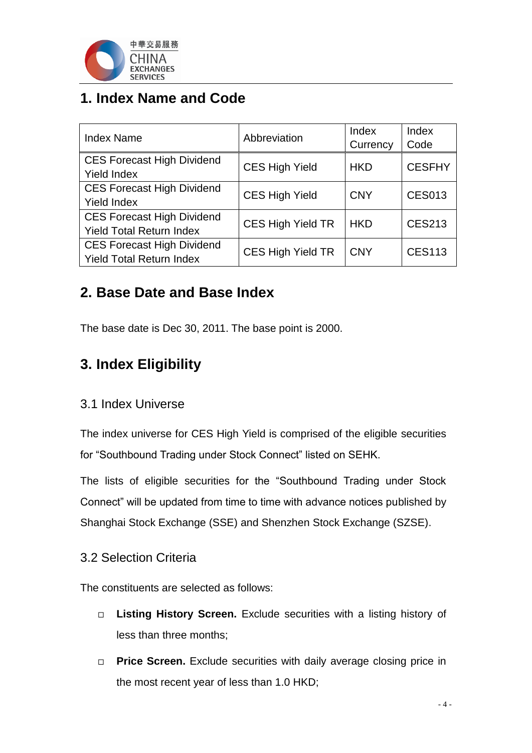## 1. Index Name and Code

| Index Name | Abbreviation | Index Currency | Index Code |
|---|---|---|---|
| CES Forecast High Dividend Yield Index | CES High Yield | HKD | CESFHY |
| CES Forecast High Dividend Yield Index | CES High Yield | CNY | CES013 |
| CES Forecast High Dividend Yield Total Return Index | CES High Yield TR | HKD | CES213 |
| CES Forecast High Dividend Yield Total Return Index | CES High Yield TR | CNY | CES113 |

## 2. Base Date and Base Index

The base date is Dec 30, 2011. The base point is 2000.

## 3. Index Eligibility

### 3.1 Index Universe

The index universe for CES High Yield is comprised of the eligible securities for "Southbound Trading under Stock Connect" listed on SEHK.

The lists of eligible securities for the "Southbound Trading under Stock Connect" will be updated from time to time with advance notices published by Shanghai Stock Exchange (SSE) and Shenzhen Stock Exchange (SZSE).

### 3.2 Selection Criteria

The constituents are selected as follows:

- **Listing History Screen.** Exclude securities with a listing history of less than three months;
- **Price Screen.** Exclude securities with daily average closing price in the most recent year of less than 1.0 HKD;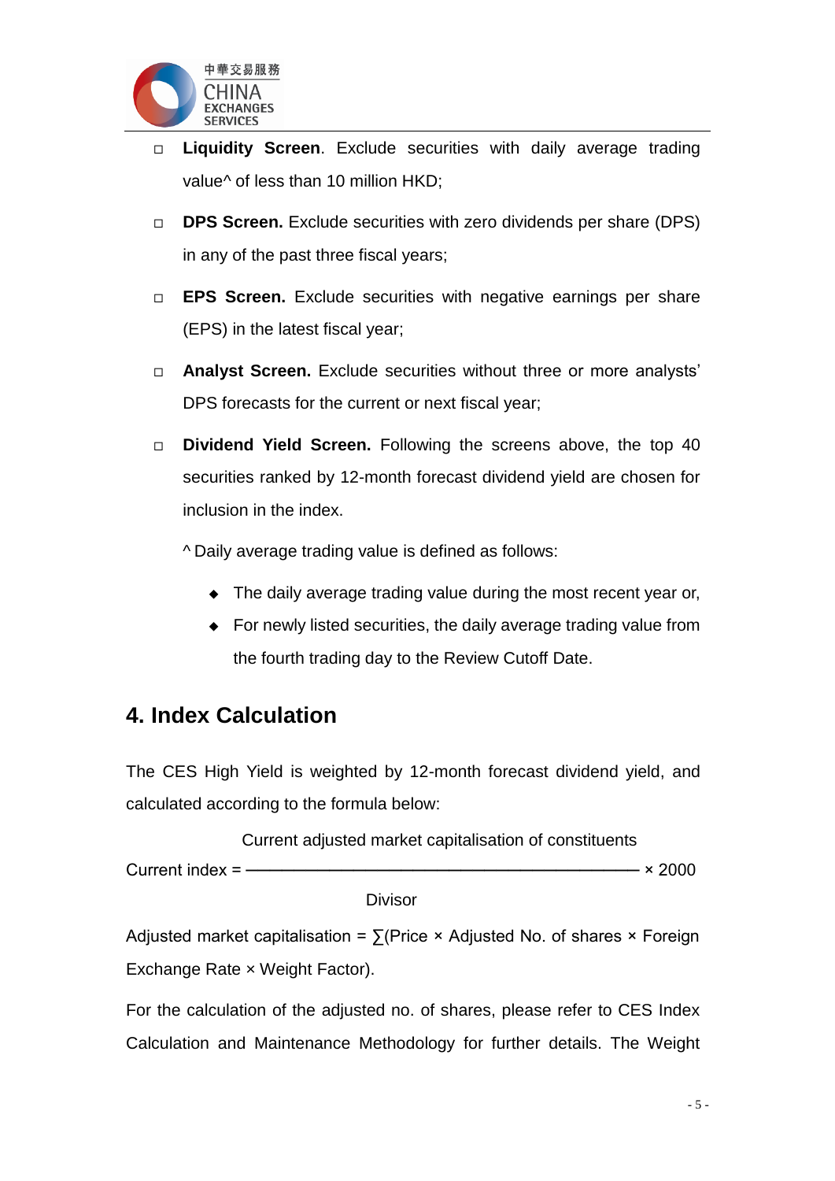- **Liquidity Screen**. Exclude securities with daily average trading value^ of less than 10 million HKD;
- **DPS Screen.** Exclude securities with zero dividends per share (DPS) in any of the past three fiscal years;
- **EPS Screen.** Exclude securities with negative earnings per share (EPS) in the latest fiscal year;
- **Analyst Screen.** Exclude securities without three or more analysts' DPS forecasts for the current or next fiscal year;
- **Dividend Yield Screen.** Following the screens above, the top 40 securities ranked by 12-month forecast dividend yield are chosen for inclusion in the index.

  ^ Daily average trading value is defined as follows:

  - The daily average trading value during the most recent year or,
  - For newly listed securities, the daily average trading value from the fourth trading day to the Review Cutoff Date.

## 4. Index Calculation

The CES High Yield is weighted by 12-month forecast dividend yield, and calculated according to the formula below:

$$\text{Current index} = \frac{\text{Current adjusted market capitalisation of constituents}}{\text{Divisor}} \times 2000$$

Adjusted market capitalisation = ∑(Price × Adjusted No. of shares × Foreign Exchange Rate × Weight Factor).

For the calculation of the adjusted no. of shares, please refer to CES Index Calculation and Maintenance Methodology for further details. The Weight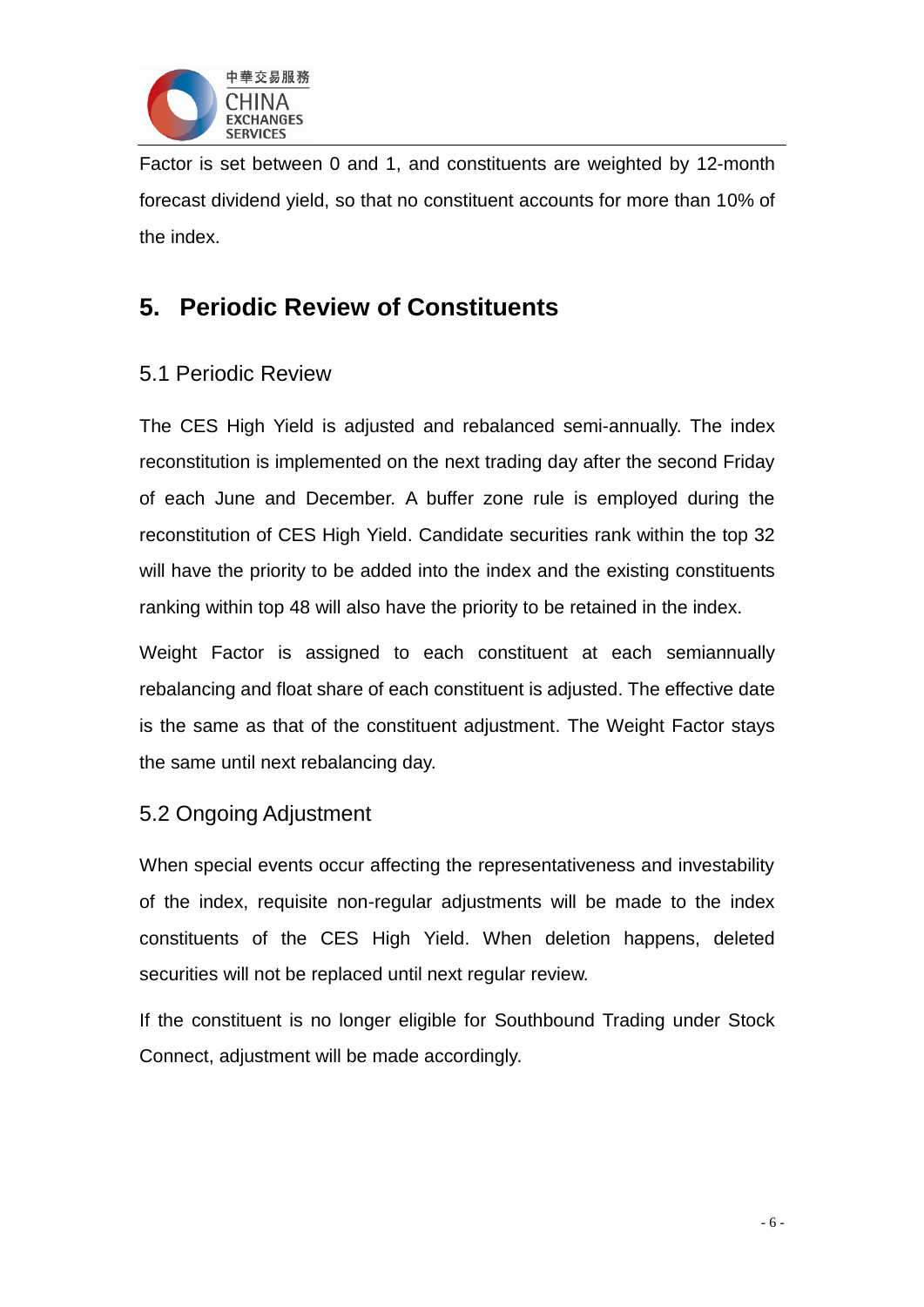Factor is set between 0 and 1, and constituents are weighted by 12-month forecast dividend yield, so that no constituent accounts for more than 10% of the index.

## 5. Periodic Review of Constituents

### 5.1 Periodic Review

The CES High Yield is adjusted and rebalanced semi-annually. The index reconstitution is implemented on the next trading day after the second Friday of each June and December. A buffer zone rule is employed during the reconstitution of CES High Yield. Candidate securities rank within the top 32 will have the priority to be added into the index and the existing constituents ranking within top 48 will also have the priority to be retained in the index.

Weight Factor is assigned to each constituent at each semiannually rebalancing and float share of each constituent is adjusted. The effective date is the same as that of the constituent adjustment. The Weight Factor stays the same until next rebalancing day.

### 5.2 Ongoing Adjustment

When special events occur affecting the representativeness and investability of the index, requisite non-regular adjustments will be made to the index constituents of the CES High Yield. When deletion happens, deleted securities will not be replaced until next regular review.

If the constituent is no longer eligible for Southbound Trading under Stock Connect, adjustment will be made accordingly.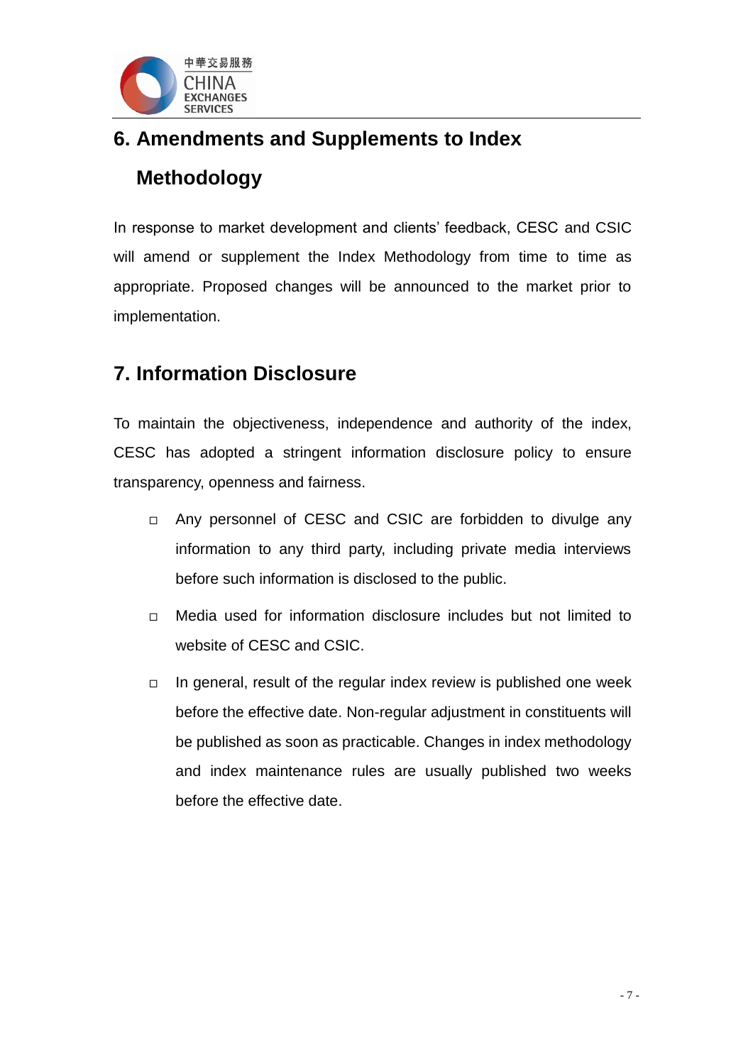## 6. Amendments and Supplements to Index Methodology

In response to market development and clients' feedback, CESC and CSIC will amend or supplement the Index Methodology from time to time as appropriate. Proposed changes will be announced to the market prior to implementation.

## 7. Information Disclosure

To maintain the objectiveness, independence and authority of the index, CESC has adopted a stringent information disclosure policy to ensure transparency, openness and fairness.

- Any personnel of CESC and CSIC are forbidden to divulge any information to any third party, including private media interviews before such information is disclosed to the public.
- Media used for information disclosure includes but not limited to website of CESC and CSIC.
- In general, result of the regular index review is published one week before the effective date. Non-regular adjustment in constituents will be published as soon as practicable. Changes in index methodology and index maintenance rules are usually published two weeks before the effective date.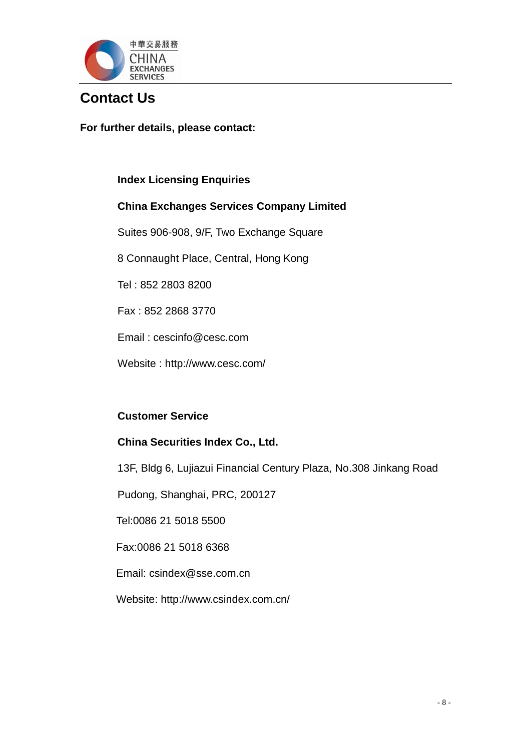# Contact Us

**For further details, please contact:**

**Index Licensing Enquiries**

**China Exchanges Services Company Limited**

Suites 906-908, 9/F, Two Exchange Square

8 Connaught Place, Central, Hong Kong

Tel : 852 2803 8200

Fax : 852 2868 3770

Email : cescinfo@cesc.com

Website : http://www.cesc.com/

**Customer Service**

**China Securities Index Co., Ltd.**

13F, Bldg 6, Lujiazui Financial Century Plaza, No.308 Jinkang Road

Pudong, Shanghai, PRC, 200127

Tel:0086 21 5018 5500

Fax:0086 21 5018 6368

Email: csindex@sse.com.cn

Website: http://www.csindex.com.cn/